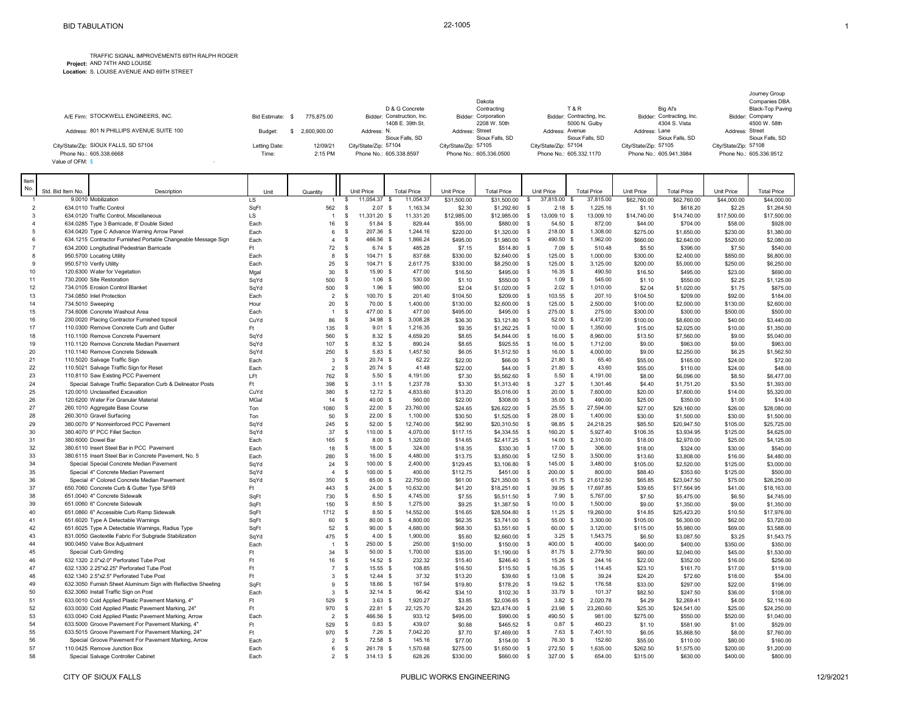# BID TABULATION

22-1005

**Project:** TRAFFIC SIGNAL IMPROVEMENTS 69TH RALPH ROGER AND 74TH AND LOUISE
**Location:** S. LOUISE AVENUE AND 69TH STREET

| | | | | | | | | | | | |
|---|---|---|---|---|---|---|---|---|---|---|---|
| A/E Firm: | STOCKWELL ENGINEERS, INC. | Bid Estimate: | $ 775,875.00 | Bidder: | D & G Concrete Construction, Inc. | Bidder: | Dakota Contracting Corporation | Bidder: | T & R Contracting, Inc. | Bidder: | Big Al's Contracting, Inc. |
| Address: | 801 N PHILLIPS AVENUE SUITE 100 | Budget: | $ 2,600,900.00 | Address: | 1408 E. 39th St. N. | Address: | 2208 W. 50th Street | Address: | 5000 N. Gulby Avenue | Address: | 4304 S. Vista Lane |
| City/State/Zip: | SIOUX FALLS, SD 57104 | Letting Date: | 12/09/21 | City/State/Zip: | Sioux Falls, SD 57104 | City/State/Zip: | Sioux Falls, SD 57105 | City/State/Zip: | Sioux Falls, SD 57104 | City/State/Zip: | Sioux Falls, SD 57105 |
| Phone No.: | 605.338.6668 | Time: | 2:15 PM | Phone No.: | 605.338.8597 | Phone No.: | 605.336.0500 | Phone No.: | 605.332.1170 | Phone No.: | 605.941.3984 |
| Value of OFM: | $ - | | | | | | | | | | |

Bidder: Journey Group Companies DBA Black-Top Paving Company
Address: 4500 W. 58th Street
City/State/Zip: Sioux Falls, SD 57108
Phone No.: 605.336.9512

| Item No. | Std. Bid Item No. | Description | Unit | Quantity | D & G Unit Price | D & G Total Price | Dakota Unit Price | Dakota Total Price | T & R Unit Price | T & R Total Price | Big Al's Unit Price | Big Al's Total Price | Journey Unit Price | Journey Total Price |
|---|---|---|---|---|---|---|---|---|---|---|---|---|---|---|
| 1 | 9.0010 | Mobilization | LS | 1 | $ 11,054.37 | $ 11,054.37 | $31,500.00 | $31,500.00 | $ 37,815.00 | $ 37,815.00 | $62,760.00 | $62,760.00 | $44,000.00 | $44,000.00 |
| 2 | 634.0110 | Traffic Control | SqFt | 562 | $ 2.07 | $ 1,163.34 | $2.30 | $1,292.60 | $ 2.18 | $ 1,225.16 | $1.10 | $618.20 | $2.25 | $1,264.50 |
| 3 | 634.0120 | Traffic Control, Miscellaneous | LS | 1 | $ 11,331.20 | $ 11,331.20 | $12,985.00 | $12,985.00 | $ 13,009.10 | $ 13,009.10 | $14,740.00 | $14,740.00 | $17,500.00 | $17,500.00 |
| 4 | 634.0285 | Type 3 Barricade, 8' Double Sided | Each | 16 | $ 51.84 | $ 829.44 | $55.00 | $880.00 | $ 54.50 | $ 872.00 | $44.00 | $704.00 | $58.00 | $928.00 |
| 5 | 634.0420 | Type C Advance Warning Arrow Panel | Each | 6 | $ 207.36 | $ 1,244.16 | $220.00 | $1,320.00 | $ 218.00 | $ 1,308.00 | $275.00 | $1,650.00 | $230.00 | $1,380.00 |
| 6 | 634.1215 | Contractor Furnished Portable Changeable Message Sign | Each | 4 | $ 466.56 | $ 1,866.24 | $495.00 | $1,980.00 | $ 490.50 | $ 1,962.00 | $660.00 | $2,640.00 | $520.00 | $2,080.00 |
| 7 | 634.2000 | Longitudinal Pedestrian Barricade | Ft | 72 | $ 6.74 | $ 485.28 | $7.15 | $514.80 | $ 7.09 | $ 510.48 | $5.50 | $396.00 | $7.50 | $540.00 |
| 8 | 950.5700 | Locating Utility | Each | 8 | $ 104.71 | $ 837.68 | $330.00 | $2,640.00 | $ 125.00 | $ 1,000.00 | $300.00 | $2,400.00 | $850.00 | $6,800.00 |
| 9 | 950.5710 | Verify Utility | Each | 25 | $ 104.71 | $ 2,617.75 | $330.00 | $8,250.00 | $ 125.00 | $ 3,125.00 | $200.00 | $5,000.00 | $250.00 | $6,250.00 |
| 10 | 120.6300 | Water for Vegetation | Mgal | 30 | $ 15.90 | $ 477.00 | $16.50 | $495.00 | $ 16.35 | $ 490.50 | $16.50 | $495.00 | $23.00 | $690.00 |
| 11 | 730.2000 | Site Restoration | SqYd | 500 | $ 1.06 | $ 530.00 | $1.10 | $550.00 | $ 1.09 | $ 545.00 | $1.10 | $550.00 | $2.25 | $1,125.00 |
| 12 | 734.0105 | Erosion Control Blanket | SqYd | 500 | $ 1.96 | $ 980.00 | $2.04 | $1,020.00 | $ 2.02 | $ 1,010.00 | $2.04 | $1,020.00 | $1.75 | $875.00 |
| 13 | 734.0850 | Inlet Protection | Each | 2 | $ 100.70 | $ 201.40 | $104.50 | $209.00 | $ 103.55 | $ 207.10 | $104.50 | $209.00 | $92.00 | $184.00 |
| 14 | 734.5010 | Sweeping | Hour | 20 | $ 70.00 | $ 1,400.00 | $130.00 | $2,600.00 | $ 125.00 | $ 2,500.00 | $100.00 | $2,000.00 | $130.00 | $2,600.00 |
| 15 | 734.6006 | Concrete Washout Area | Each | 1 | $ 477.00 | $ 477.00 | $495.00 | $495.00 | $ 275.00 | $ 275.00 | $300.00 | $300.00 | $500.00 | $500.00 |
| 16 | 230.0020 | Placing Contractor Furnished topsoil | CuYd | 86 | $ 34.98 | $ 3,008.28 | $36.30 | $3,121.80 | $ 52.00 | $ 4,472.00 | $100.00 | $8,600.00 | $40.00 | $3,440.00 |
| 17 | 110.0300 | Remove Concrete Curb and Gutter | Ft | 135 | $ 9.01 | $ 1,216.35 | $9.35 | $1,262.25 | $ 10.00 | $ 1,350.00 | $15.00 | $2,025.00 | $10.00 | $1,350.00 |
| 18 | 110.1100 | Remove Concrete Pavement | SqYd | 560 | $ 8.32 | $ 4,659.20 | $8.65 | $4,844.00 | $ 16.00 | $ 8,960.00 | $13.50 | $7,560.00 | $9.00 | $5,040.00 |
| 19 | 110.1120 | Remove Concrete Median Pavement | SqYd | 107 | $ 8.32 | $ 890.24 | $8.65 | $925.55 | $ 16.00 | $ 1,712.00 | $9.00 | $963.00 | $9.00 | $963.00 |
| 20 | 110.1140 | Remove Concrete Sidewalk | SqYd | 250 | $ 5.83 | $ 1,457.50 | $6.05 | $1,512.50 | $ 16.00 | $ 4,000.00 | $9.00 | $2,250.00 | $6.25 | $1,562.50 |
| 21 | 110.5020 | Salvage Traffic Sign | Each | 3 | $ 20.74 | $ 62.22 | $22.00 | $66.00 | $ 21.80 | $ 65.40 | $55.00 | $165.00 | $24.00 | $72.00 |
| 22 | 110.5021 | Salvage Traffic Sign for Reset | Each | 2 | $ 20.74 | $ 41.48 | $22.00 | $44.00 | $ 21.80 | $ 43.60 | $55.00 | $110.00 | $24.00 | $48.00 |
| 23 | 110.8110 | Saw Existing PCC Pavement | LFt | 762 | $ 5.50 | $ 4,191.00 | $7.30 | $5,562.60 | $ 5.50 | $ 4,191.00 | $8.00 | $6,096.00 | $8.50 | $6,477.00 |
| 24 | Special | Salvage Traffic Separation Curb & Delineator Posts | Ft | 398 | $ 3.11 | $ 1,237.78 | $3.30 | $1,313.40 | $ 3.27 | $ 1,301.46 | $4.40 | $1,751.20 | $3.50 | $1,393.00 |
| 25 | 120.0010 | Unclassified Excavation | CuYd | 380 | $ 12.72 | $ 4,833.60 | $13.20 | $5,016.00 | $ 20.00 | $ 7,600.00 | $20.00 | $7,600.00 | $14.00 | $5,320.00 |
| 26 | 120.6200 | Water For Granular Material | MGal | 14 | $ 40.00 | $ 560.00 | $22.00 | $308.00 | $ 35.00 | $ 490.00 | $25.00 | $350.00 | $1.00 | $14.00 |
| 27 | 260.1010 | Aggregate Base Course | Ton | 1080 | $ 22.00 | $ 23,760.00 | $24.65 | $26,622.00 | $ 25.55 | $ 27,594.00 | $27.00 | $29,160.00 | $26.00 | $28,080.00 |
| 28 | 260.3010 | Gravel Surfacing | Ton | 50 | $ 22.00 | $ 1,100.00 | $30.50 | $1,525.00 | $ 28.00 | $ 1,400.00 | $30.00 | $1,500.00 | $30.00 | $1,500.00 |
| 29 | 380.0070 | 9" Nonreinforced PCC Pavement | SqYd | 245 | $ 52.00 | $ 12,740.00 | $82.90 | $20,310.50 | $ 98.85 | $ 24,218.25 | $85.50 | $20,947.50 | $105.00 | $25,725.00 |
| 30 | 380.4070 | 9" PCC Fillet Section | SqYd | 37 | $ 110.00 | $ 4,070.00 | $117.15 | $4,334.55 | $ 160.20 | $ 5,927.40 | $106.35 | $3,934.95 | $125.00 | $4,625.00 |
| 31 | 380.6000 | Dowel Bar | Each | 165 | $ 8.00 | $ 1,320.00 | $14.65 | $2,417.25 | $ 14.00 | $ 2,310.00 | $18.00 | $2,970.00 | $25.00 | $4,125.00 |
| 32 | 380.6110 | Insert Steel Bar in PCC Pavement | Each | 18 | $ 18.00 | $ 324.00 | $18.35 | $330.30 | $ 17.00 | $ 306.00 | $18.00 | $324.00 | $30.00 | $540.00 |
| 33 | 380.6115 | Insert Steel Bar in Concrete Pavement, No. 5 | Each | 280 | $ 16.00 | $ 4,480.00 | $13.75 | $3,850.00 | $ 12.50 | $ 3,500.00 | $13.60 | $3,808.00 | $16.00 | $4,480.00 |
| 34 | Special | Special Concrete Median Pavement | SqYd | 24 | $ 100.00 | $ 2,400.00 | $129.45 | $3,106.80 | $ 145.00 | $ 3,480.00 | $105.00 | $2,520.00 | $125.00 | $3,000.00 |
| 35 | Special | 4" Concrete Median Pavement | SqYd | 4 | $ 100.00 | $ 400.00 | $112.75 | $451.00 | $ 200.00 | $ 800.00 | $88.40 | $353.60 | $125.00 | $500.00 |
| 36 | Special | 4" Colored Concrete Median Pavement | SqYd | 350 | $ 65.00 | $ 22,750.00 | $61.00 | $21,350.00 | $ 61.75 | $ 21,612.50 | $65.85 | $23,047.50 | $75.00 | $26,250.00 |
| 37 | 650.7060 | Concrete Curb & Gutter Type SF69 | Ft | 443 | $ 24.00 | $ 10,632.00 | $41.20 | $18,251.60 | $ 39.95 | $ 17,697.85 | $39.65 | $17,564.95 | $41.00 | $18,163.00 |
| 38 | 651.0040 | 4" Concrete Sidewalk | SqFt | 730 | $ 6.50 | $ 4,745.00 | $7.55 | $5,511.50 | $ 7.90 | $ 5,767.00 | $7.50 | $5,475.00 | $6.50 | $4,745.00 |
| 39 | 651.0060 | 6" Concrete Sidewalk | SqFt | 150 | $ 8.50 | $ 1,275.00 | $9.25 | $1,387.50 | $ 10.00 | $ 1,500.00 | $9.00 | $1,350.00 | $9.00 | $1,350.00 |
| 40 | 651.0860 | 6" Accessible Curb Ramp Sidewalk | SqFt | 1712 | $ 8.50 | $ 14,552.00 | $16.65 | $28,504.80 | $ 11.25 | $ 19,260.00 | $14.85 | $25,423.20 | $10.50 | $17,976.00 |
| 41 | 651.6020 | Type A Detectable Warnings | SqFt | 60 | $ 80.00 | $ 4,800.00 | $62.35 | $3,741.00 | $ 55.00 | $ 3,300.00 | $105.00 | $6,300.00 | $62.00 | $3,720.00 |
| 42 | 651.6025 | Type A Detectable Warnings, Radius Type | SqFt | 52 | $ 90.00 | $ 4,680.00 | $68.30 | $3,551.60 | $ 60.00 | $ 3,120.00 | $115.00 | $5,980.00 | $69.00 | $3,588.00 |
| 43 | 831.0050 | Geotextile Fabric For Subgrade Stabilization | SqYd | 475 | $ 4.00 | $ 1,900.00 | $5.60 | $2,660.00 | $ 3.25 | $ 1,543.75 | $6.50 | $3,087.50 | $3.25 | $1,543.75 |
| 44 | 900.0450 | Valve Box Adjustment | Each | 1 | $ 250.00 | $ 250.00 | $150.00 | $150.00 | $ 400.00 | $ 400.00 | $400.00 | $400.00 | $350.00 | $350.00 |
| 45 | Special | Curb Grinding | Ft | 34 | $ 50.00 | $ 1,700.00 | $35.00 | $1,190.00 | $ 81.75 | $ 2,779.50 | $60.00 | $2,040.00 | $45.00 | $1,530.00 |
| 46 | 632.1320 | 2.0"x2.0" Perforated Tube Post | Ft | 16 | $ 14.52 | $ 232.32 | $15.40 | $246.40 | $ 15.26 | $ 244.16 | $22.00 | $352.00 | $16.00 | $256.00 |
| 47 | 632.1330 | 2.25"x2.25" Perforated Tube Post | Ft | 7 | $ 15.55 | $ 108.85 | $16.50 | $115.50 | $ 16.35 | $ 114.45 | $23.10 | $161.70 | $17.00 | $119.00 |
| 48 | 632.1340 | 2.5"x2.5" Perforated Tube Post | Ft | 3 | $ 12.44 | $ 37.32 | $13.20 | $39.60 | $ 13.08 | $ 39.24 | $24.20 | $72.60 | $18.00 | $54.00 |
| 49 | 632.3050 | Furnish Sheet Aluminum Sign with Reflective Sheeting | SqFt | 9 | $ 18.66 | $ 167.94 | $19.80 | $178.20 | $ 19.62 | $ 176.58 | $33.00 | $297.00 | $22.00 | $198.00 |
| 50 | 632.3060 | Install Traffic Sign on Post | Each | 3 | $ 32.14 | $ 96.42 | $34.10 | $102.30 | $ 33.79 | $ 101.37 | $82.50 | $247.50 | $36.00 | $108.00 |
| 51 | 633.0010 | Cold Applied Plastic Pavement Marking, 4" | Ft | 529 | $ 3.63 | $ 1,920.27 | $3.85 | $2,036.65 | $ 3.82 | $ 2,020.78 | $4.29 | $2,269.41 | $4.00 | $2,116.00 |
| 52 | 633.0030 | Cold Applied Plastic Pavement Marking, 24" | Ft | 970 | $ 22.81 | $ 22,125.70 | $24.20 | $23,474.00 | $ 23.98 | $ 23,260.60 | $25.30 | $24,541.00 | $25.00 | $24,250.00 |
| 53 | 633.0040 | Cold Applied Plastic Pavement Marking, Arrow | Each | 2 | $ 466.56 | $ 933.12 | $495.00 | $990.00 | $ 490.50 | $ 981.00 | $275.00 | $550.00 | $520.00 | $1,040.00 |
| 54 | 633.5000 | Groove Pavement For Pavement Marking, 4" | Ft | 529 | $ 0.83 | $ 439.07 | $0.88 | $465.52 | $ 0.87 | $ 460.23 | $1.10 | $581.90 | $1.00 | $529.00 |
| 55 | 633.5015 | Groove Pavement For Pavement Marking, 24" | Ft | 970 | $ 7.26 | $ 7,042.20 | $7.70 | $7,469.00 | $ 7.63 | $ 7,401.10 | $6.05 | $5,868.50 | $8.00 | $7,760.00 |
| 56 | Special | Groove Pavement For Pavement Marking, Arrow | Each | 2 | $ 72.58 | $ 145.16 | $77.00 | $154.00 | $ 76.30 | $ 152.60 | $55.00 | $110.00 | $80.00 | $160.00 |
| 57 | 110.0425 | Remove Junction Box | Each | 6 | $ 261.78 | $ 1,570.68 | $275.00 | $1,650.00 | $ 272.50 | $ 1,635.00 | $262.50 | $1,575.00 | $200.00 | $1,200.00 |
| 58 | Special | Salvage Controller Cabinet | Each | 2 | $ 314.13 | $ 628.26 | $330.00 | $660.00 | $ 327.00 | $ 654.00 | $315.00 | $630.00 | $400.00 | $800.00 |

CITY OF SIOUX FALLS — PUBLIC WORKS ENGINEERING — 12/9/2021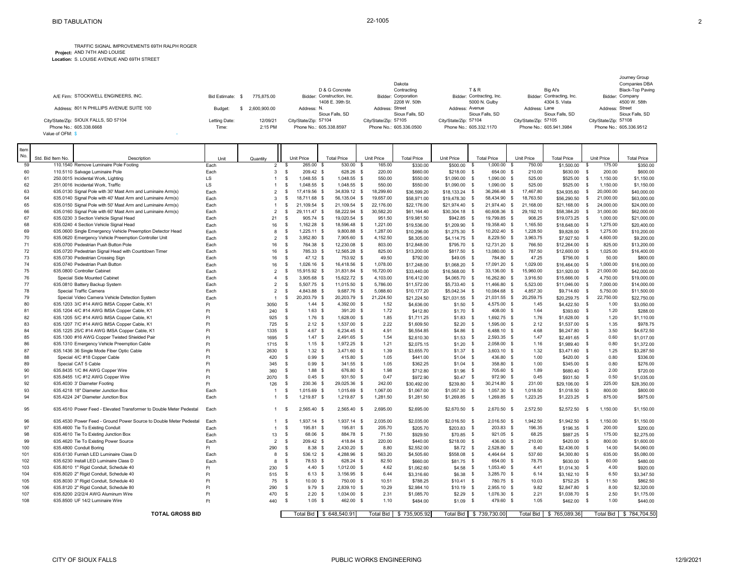BID TABULATION

22-1005

**Project:** TRAFFIC SIGNAL IMPROVEMENTS 69TH RALPH ROGER AND 74TH AND LOUISE
**Location:** S. LOUISE AVENUE AND 69TH STREET

| | | | | | | | | | | | |
|---|---|---|---|---|---|---|---|---|---|---|---|
| A/E Firm: | STOCKWELL ENGINEERS, INC. | Bid Estimate: | $ 775,875.00 | Bidder: | D & G Concrete Construction, Inc. | Bidder: | Dakota Contracting Corporation | Bidder: | T & R Contracting, Inc. | Bidder: | Big Al's Contracting, Inc. | Bidder: | Journey Group Companies DBA Black-Top Paving Company |
| Address: | 801 N PHILLIPS AVENUE SUITE 100 | Budget: | $ 2,600,900.00 | Address: | 1408 E. 39th St. N. | Address: | 2208 W. 50th Street | Address: | 5000 N. Gulby Avenue | Address: | 4304 S. Vista Lane | Address: | 4500 W. 58th Street |
| City/State/Zip: | SIOUX FALLS, SD 57104 | Letting Date: | 12/09/21 | City/State/Zip: | Sioux Falls, SD 57104 | City/State/Zip: | Sioux Falls, SD 57105 | City/State/Zip: | Sioux Falls, SD 57104 | City/State/Zip: | Sioux Falls, SD 57105 | City/State/Zip: | Sioux Falls, SD 57108 |
| Phone No.: | 605.338.6668 | Time: | 2:15 PM | Phone No.: | 605.338.8597 | Phone No.: | 605.336.0500 | Phone No.: | 605.332.1170 | Phone No.: | 605.941.3984 | Phone No.: | 605.336.9512 |
| Value of OFM: | $ - | | | | | | | | | | |

| Item No. | Std. Bid Item No. | Description | Unit | Quantity | Unit Price | Total Price | Unit Price | Total Price | Unit Price | Total Price | Unit Price | Total Price | Unit Price | Total Price |
|---|---|---|---|---|---|---|---|---|---|---|---|---|---|---|
| 59 | 110.1540 | Remove Luminaire Pole Footing | Each | 2 | $ 265.00 | $ 530.00 | $ 165.00 | $330.00 | $500.00 | $ 1,000.00 | $ 750.00 | $1,500.00 | $ 175.00 | $350.00 |
| 60 | 110.5110 | Salvage Luminaire Pole | Each | 3 | $ 209.42 | $ 628.26 | $ 220.00 | $660.00 | $218.00 | $ 654.00 | $ 210.00 | $630.00 | $ 200.00 | $600.00 |
| 61 | 250.0015 | Incidental Work, Lighting | LS | 1 | $ 1,048.55 | $ 1,048.55 | $ 550.00 | $550.00 | $1,090.00 | $ 1,090.00 | $ 525.00 | $525.00 | $ 1,150.00 | $1,150.00 |
| 62 | 251.0016 | Incidental Work, Traffic | LS | 1 | $ 1,048.55 | $ 1,048.55 | $ 550.00 | $550.00 | $1,090.00 | $ 1,090.00 | $ 525.00 | $525.00 | $ 1,150.00 | $1,150.00 |
| 63 | 635.0130 | Signal Pole with 30' Mast Arm and Luminaire Arm(s) | Each | 2 | $ 17,419.56 | $ 34,839.12 | $ 18,299.60 | $36,599.20 | $18,133.24 | $ 36,266.48 | $ 17,467.80 | $34,935.60 | $ 20,000.00 | $40,000.00 |
| 64 | 635.0140 | Signal Pole with 40' Mast Arm and Luminaire Arm(s) | Each | 3 | $ 18,711.68 | $ 56,135.04 | $ 19,657.00 | $58,971.00 | $19,478.30 | $ 58,434.90 | $ 18,763.50 | $56,290.50 | $ 21,000.00 | $63,000.00 |
| 65 | 635.0150 | Signal Pole with 50' Mast Arm and Luminaire Arm(s) | Each | 1 | $ 21,109.54 | $ 21,109.54 | $ 22,176.00 | $22,176.00 | $21,974.40 | $ 21,974.40 | $ 21,168.00 | $21,168.00 | $ 24,000.00 | $24,000.00 |
| 66 | 635.0160 | Signal Pole with 60' Mast Arm and Luminaire Arm(s) | Each | 2 | $ 29,111.47 | $ 58,222.94 | $ 30,582.20 | $61,164.40 | $30,304.18 | $ 60,608.36 | $ 29,192.10 | $58,384.20 | $ 31,000.00 | $62,000.00 |
| 67 | 635.0230 | 3 Section Vehicle Signal Head | Each | 21 | $ 905.74 | $ 19,020.54 | $ 951.50 | $19,981.50 | $942.85 | $ 19,799.85 | $ 908.25 | $19,073.25 | $ 1,000.00 | $21,000.00 |
| 68 | 635.0240 | 4 Section Vehicle Signal Head | Each | 16 | $ 1,162.28 | $ 18,596.48 | $ 1,221.00 | $19,536.00 | $1,209.90 | $ 19,358.40 | $ 1,165.50 | $18,648.00 | $ 1,275.00 | $20,400.00 |
| 69 | 635.0600 | Single Emergency Vehicle Preemption Detector Head | Each | 8 | $ 1,225.11 | $ 9,800.88 | $ 1,287.00 | $10,296.00 | $1,275.30 | $ 10,202.40 | $ 1,228.50 | $9,828.00 | $ 1,275.00 | $10,200.00 |
| 70 | 635.0620 | Emergency Vehicle Preemption Controller Unit | Each | 2 | $ 3,952.80 | $ 7,905.60 | $ 4,152.50 | $8,305.00 | $4,114.75 | $ 8,229.50 | $ 3,963.75 | $7,927.50 | $ 4,600.00 | $9,200.00 |
| 71 | 635.0700 | Pedestrian Push Button Pole | Each | 16 | $ 764.38 | $ 12,230.08 | $ 803.00 | $12,848.00 | $795.70 | $ 12,731.20 | $ 766.50 | $12,264.00 | $ 825.00 | $13,200.00 |
| 72 | 635.0720 | Pedestrian Signal Head with Countdown Timer | Each | 16 | $ 785.33 | $ 12,565.28 | $ 825.00 | $13,200.00 | $817.50 | $ 13,080.00 | $ 787.50 | $12,600.00 | $ 1,025.00 | $16,400.00 |
| 73 | 635.0730 | Pedestrian Crossing Sign | Each | 16 | $ 47.12 | $ 753.92 | $ 49.50 | $792.00 | $49.05 | $ 784.80 | $ 47.25 | $756.00 | $ 50.00 | $800.00 |
| 74 | 635.0740 | Pedestrian Push Button | Each | 16 | $ 1,026.16 | $ 16,418.56 | $ 1,078.00 | $17,248.00 | $1,068.20 | $ 17,091.20 | $ 1,029.00 | $16,464.00 | $ 1,000.00 | $16,000.00 |
| 75 | 635.0800 | Controller Cabinet | Each | 2 | $ 15,915.92 | $ 31,831.84 | $ 16,720.00 | $33,440.00 | $16,568.00 | $ 33,136.00 | $ 15,960.00 | $31,920.00 | $ 21,000.00 | $42,000.00 |
| 76 | Special | Side Mounted Cabinet | Each | 4 | $ 3,905.68 | $ 15,622.72 | $ 4,103.00 | $16,412.00 | $4,065.70 | $ 16,262.80 | $ 3,916.50 | $15,666.00 | $ 4,750.00 | $19,000.00 |
| 77 | 635.0810 | Battery Backup System | Each | 2 | $ 5,507.75 | $ 11,015.50 | $ 5,786.00 | $11,572.00 | $5,733.40 | $ 11,466.80 | $ 5,523.00 | $11,046.00 | $ 7,000.00 | $14,000.00 |
| 78 | Special | Traffic Camera | Each | 2 | $ 4,843.88 | $ 9,687.76 | $ 5,088.60 | $10,177.20 | $5,042.34 | $ 10,084.68 | $ 4,857.30 | $9,714.60 | $ 5,750.00 | $11,500.00 |
| 79 | Special | Video Camera Vehicle Detection System | Each | 1 | $ 20,203.79 | $ 20,203.79 | $ 21,224.50 | $21,224.50 | $21,031.55 | $ 21,031.55 | $ 20,259.75 | $20,259.75 | $ 22,750.00 | $22,750.00 |
| 80 | 635.1203 | 3/C #14 AWG IMSA Copper Cable, K1 | Ft | 3050 | $ 1.44 | $ 4,392.00 | $ 1.52 | $4,636.00 | $1.50 | $ 4,575.00 | $ 1.45 | $4,422.50 | $ 1.00 | $3,050.00 |
| 81 | 635.1204 | 4/C #14 AWG IMSA Copper Cable, K1 | Ft | 240 | $ 1.63 | $ 391.20 | $ 1.72 | $412.80 | $1.70 | $ 408.00 | $ 1.64 | $393.60 | $ 1.20 | $288.00 |
| 82 | 635.1205 | 5/C #14 AWG IMSA Copper Cable, K1 | Ft | 925 | $ 1.76 | $ 1,628.00 | $ 1.85 | $1,711.25 | $1.83 | $ 1,692.75 | $ 1.76 | $1,628.00 | $ 1.20 | $1,110.00 |
| 83 | 635.1207 | 7/C #14 AWG IMSA Copper Cable, K1 | Ft | 725 | $ 2.12 | $ 1,537.00 | $ 2.22 | $1,609.50 | $2.20 | $ 1,595.00 | $ 2.12 | $1,537.00 | $ 1.35 | $978.75 |
| 84 | 635.1225 | 25/C #14 AWG IMSA Copper Cable, K1 | Ft | 1335 | $ 4.67 | $ 6,234.45 | $ 4.91 | $6,554.85 | $4.86 | $ 6,488.10 | $ 4.68 | $6,247.80 | $ 3.50 | $4,672.50 |
| 85 | 635.1300 | #16 AWG Copper Twisted Shielded Pair | Ft | 1695 | $ 1.47 | $ 2,491.65 | $ 1.54 | $2,610.30 | $1.53 | $ 2,593.35 | $ 1.47 | $2,491.65 | $ 0.60 | $1,017.00 |
| 86 | 635.1310 | Emergency Vehicle Preemption Cable | Ft | 1715 | $ 1.15 | $ 1,972.25 | $ 1.21 | $2,075.15 | $1.20 | $ 2,058.00 | $ 1.16 | $1,989.40 | $ 0.80 | $1,372.00 |
| 87 | 635.1436 | 36 Single Mode Fiber Optic Cable | Ft | 2630 | $ 1.32 | $ 3,471.60 | $ 1.39 | $3,655.70 | $1.37 | $ 3,603.10 | $ 1.32 | $3,471.60 | $ 1.25 | $3,287.50 |
| 88 | Special | 4/C #18 Copper Cable | Ft | 420 | $ 0.99 | $ 415.80 | $ 1.05 | $441.00 | $1.04 | $ 436.80 | $ 1.00 | $420.00 | $ 0.80 | $336.00 |
| 89 | Special | CAT 5 Cable | Ft | 345 | $ 0.99 | $ 341.55 | $ 1.05 | $362.25 | $1.04 | $ 358.80 | $ 1.00 | $345.00 | $ 0.80 | $276.00 |
| 90 | 635.8435 | 1/C #4 AWG Copper Wire | Ft | 360 | $ 1.88 | $ 676.80 | $ 1.98 | $712.80 | $1.96 | $ 705.60 | $ 1.89 | $680.40 | $ 2.00 | $720.00 |
| 91 | 635.8455 | 1/C #12 AWG Copper Wire | Ft | 2070 | $ 0.45 | $ 931.50 | $ 0.47 | $972.90 | $0.47 | $ 972.90 | $ 0.45 | $931.50 | $ 0.50 | $1,035.00 |
| 92 | 635.4030 | 3' Diameter Footing | Ft | 126 | $ 230.36 | $ 29,025.36 | $ 242.00 | $30,492.00 | $239.80 | $ 30,214.80 | $ 231.00 | $29,106.00 | $ 225.00 | $28,350.00 |
| 93 | 635.4218 | 18" Diameter Junction Box | Each | 1 | $ 1,015.69 | $ 1,015.69 | $ 1,067.00 | $1,067.00 | $1,057.30 | $ 1,057.30 | $ 1,018.50 | $1,018.50 | $ 800.00 | $800.00 |
| 94 | 635.4224 | 24" Diameter Junction Box | Each | 1 | $ 1,219.87 | $ 1,219.87 | $ 1,281.50 | $1,281.50 | $1,269.85 | $ 1,269.85 | $ 1,223.25 | $1,223.25 | $ 875.00 | $875.00 |
| 95 | 635.4510 | Power Feed - Elevated Transformer to Double Meter Pedestal | Each | 1 | $ 2,565.40 | $ 2,565.40 | $ 2,695.00 | $2,695.00 | $2,670.50 | $ 2,670.50 | $ 2,572.50 | $2,572.50 | $ 1,150.00 | $1,150.00 |
| 96 | 635.4530 | Power Feed - Ground Power Source to Double Meter Pedestal | Each | 1 | $ 1,937.14 | $ 1,937.14 | $ 2,035.00 | $2,035.00 | $2,016.50 | $ 2,016.50 | $ 1,942.50 | $1,942.50 | $ 1,150.00 | $1,150.00 |
| 97 | 635.4600 | Tie To Existing Conduit | Each | 1 | $ 195.81 | $ 195.81 | $ 205.70 | $205.70 | $203.83 | $ 203.83 | $ 196.35 | $196.35 | $ 200.00 | $200.00 |
| 98 | 635.4610 | Tie To Existing Junction Box | Each | 13 | $ 68.06 | $ 884.78 | $ 71.50 | $929.50 | $70.85 | $ 921.05 | $ 68.25 | $887.25 | $ 175.00 | $2,275.00 |
| 99 | 635.4620 | Tie To Existing Power Source | Each | 2 | $ 209.42 | $ 418.84 | $ 220.00 | $440.00 | $218.00 | $ 436.00 | $ 210.00 | $420.00 | $ 800.00 | $1,600.00 |
| 100 | 635.4800 | Conduit Boring | Ft | 290 | $ 8.38 | $ 2,430.20 | $ 8.80 | $2,552.00 | $8.72 | $ 2,528.80 | $ 8.40 | $2,436.00 | $ 14.00 | $4,060.00 |
| 101 | 635.6130 | Furnish LED Luminaire Class D | Each | 8 | $ 536.12 | $ 4,288.96 | $ 563.20 | $4,505.60 | $558.08 | $ 4,464.64 | $ 537.60 | $4,300.80 | $ 635.00 | $5,080.00 |
| 102 | 635.6230 | Install LED Luminaire Class D | Each | 8 | $ 78.53 | $ 628.24 | $ 82.50 | $660.00 | $81.75 | $ 654.00 | $ 78.75 | $630.00 | $ 60.00 | $480.00 |
| 103 | 635.8010 | 1" Rigid Conduit, Schedule 40 | Ft | 230 | $ 4.40 | $ 1,012.00 | $ 4.62 | $1,062.60 | $4.58 | $ 1,053.40 | $ 4.41 | $1,014.30 | $ 4.00 | $920.00 |
| 104 | 635.8020 | 2" Rigid Conduit, Schedule 40 | Ft | 515 | $ 6.13 | $ 3,156.95 | $ 6.44 | $3,316.60 | $6.38 | $ 3,285.70 | $ 6.14 | $3,162.10 | $ 6.50 | $3,347.50 |
| 105 | 635.8030 | 3" Rigid Conduit, Schedule 40 | Ft | 75 | $ 10.00 | $ 750.00 | $ 10.51 | $788.25 | $10.41 | $ 780.75 | $ 10.03 | $752.25 | $ 11.50 | $862.50 |
| 106 | 635.8120 | 2" Rigid Conduit, Schedule 80 | Ft | 290 | $ 9.79 | $ 2,839.10 | $ 10.29 | $2,984.10 | $10.19 | $ 2,955.10 | $ 9.82 | $2,847.80 | $ 8.00 | $2,320.00 |
| 107 | 635.8200 | 2/2/2/4 AWG Aluminum Wire | Ft | 470 | $ 2.20 | $ 1,034.00 | $ 2.31 | $1,085.70 | $2.29 | $ 1,076.30 | $ 2.21 | $1,038.70 | $ 2.50 | $1,175.00 |
| 108 | 635.8500 | UF 14/2 Luminaire Wire | Ft | 440 | $ 1.05 | $ 462.00 | $ 1.10 | $484.00 | $1.09 | $ 479.60 | $ 1.05 | $462.00 | $ 1.00 | $440.00 |
| | | **TOTAL GROSS BID** | | | Total Bid | $ 648,540.91 | Total Bid | $ 735,905.92 | Total Bid | $ 739,730.00 | Total Bid | $ 765,089.36 | Total Bid | $ 784,704.50 |

CITY OF SIOUX FALLS PUBLIC WORKS ENGINEERING 12/9/2021